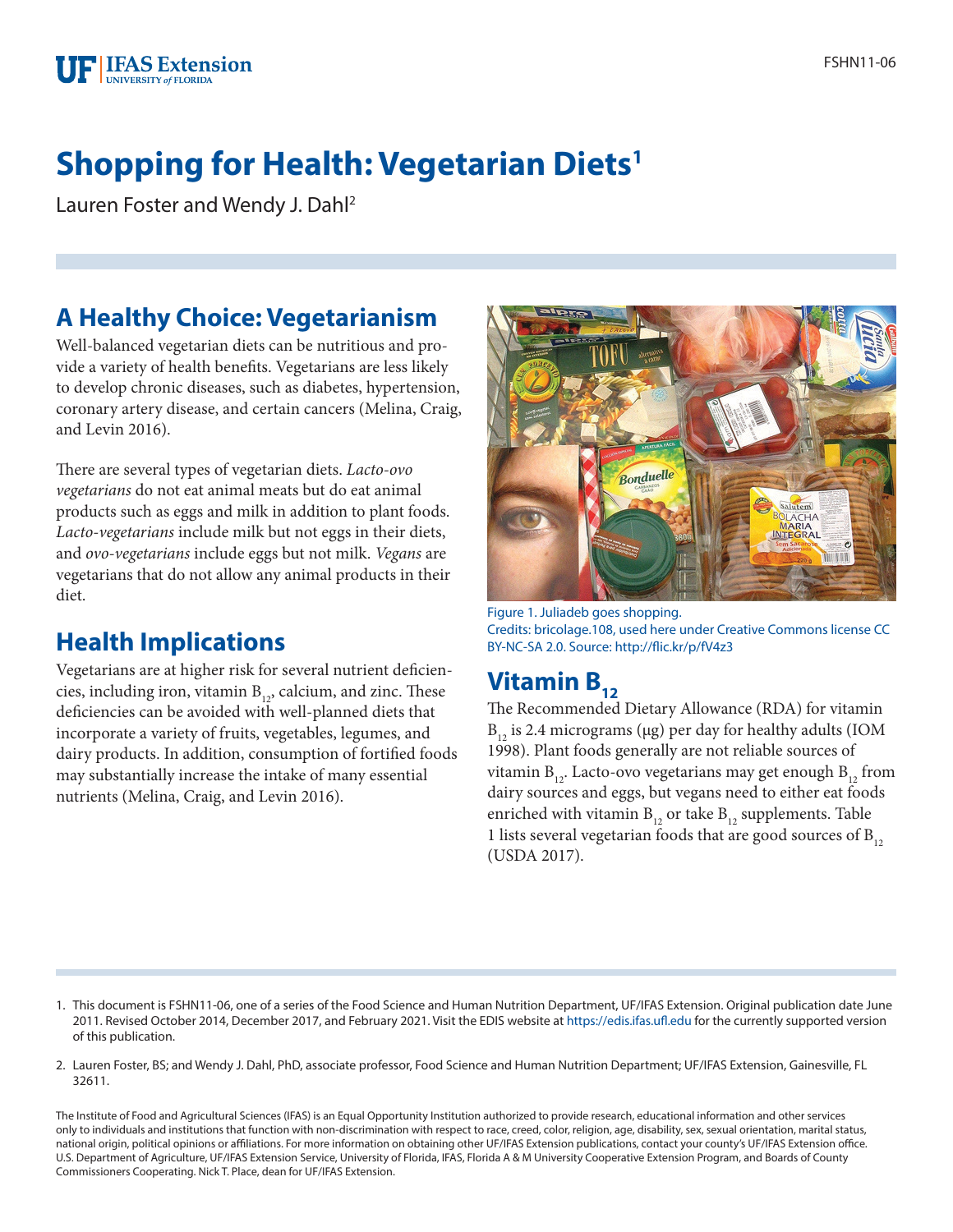# Shopping for Health: Vegetarian Diets[1]

Lauren Foster and Wendy J. Dahl[2]

## A Healthy Choice: Vegetarianism

Well-balanced vegetarian diets can be nutritious and provide a variety of health benefits. Vegetarians are less likely to develop chronic diseases, such as diabetes, hypertension, coronary artery disease, and certain cancers (Melina, Craig, and Levin 2016).

There are several types of vegetarian diets. *Lacto-ovo vegetarians* do not eat animal meats but do eat animal products such as eggs and milk in addition to plant foods. *Lacto-vegetarians* include milk but not eggs in their diets, and *ovo-vegetarians* include eggs but not milk. *Vegans* are vegetarians that do not allow any animal products in their diet.

## Health Implications

Vegetarians are at higher risk for several nutrient deficiencies, including iron, vitamin $B_{12}$, calcium, and zinc. These deficiencies can be avoided with well-planned diets that incorporate a variety of fruits, vegetables, legumes, and dairy products. In addition, consumption of fortified foods may substantially increase the intake of many essential nutrients (Melina, Craig, and Levin 2016).

Figure 1. Juliadeb goes shopping.
Credits: bricolage.108, used here under Creative Commons license CC BY-NC-SA 2.0. Source: http://flic.kr/p/fV4z3

## Vitamin $B_{12}$

The Recommended Dietary Allowance (RDA) for vitamin $B_{12}$ is 2.4 micrograms (µg) per day for healthy adults (IOM 1998). Plant foods generally are not reliable sources of vitamin $B_{12}$. Lacto-ovo vegetarians may get enough $B_{12}$ from dairy sources and eggs, but vegans need to either eat foods enriched with vitamin $B_{12}$ or take $B_{12}$ supplements. Table 1 lists several vegetarian foods that are good sources of $B_{12}$ (USDA 2017).

---

1. This document is FSHN11-06, one of a series of the Food Science and Human Nutrition Department, UF/IFAS Extension. Original publication date June 2011. Revised October 2014, December 2017, and February 2021. Visit the EDIS website at https://edis.ifas.ufl.edu for the currently supported version of this publication.

2. Lauren Foster, BS; and Wendy J. Dahl, PhD, associate professor, Food Science and Human Nutrition Department; UF/IFAS Extension, Gainesville, FL 32611.

The Institute of Food and Agricultural Sciences (IFAS) is an Equal Opportunity Institution authorized to provide research, educational information and other services only to individuals and institutions that function with non-discrimination with respect to race, creed, color, religion, age, disability, sex, sexual orientation, marital status, national origin, political opinions or affiliations. For more information on obtaining other UF/IFAS Extension publications, contact your county's UF/IFAS Extension office. U.S. Department of Agriculture, UF/IFAS Extension Service, University of Florida, IFAS, Florida A & M University Cooperative Extension Program, and Boards of County Commissioners Cooperating. Nick T. Place, dean for UF/IFAS Extension.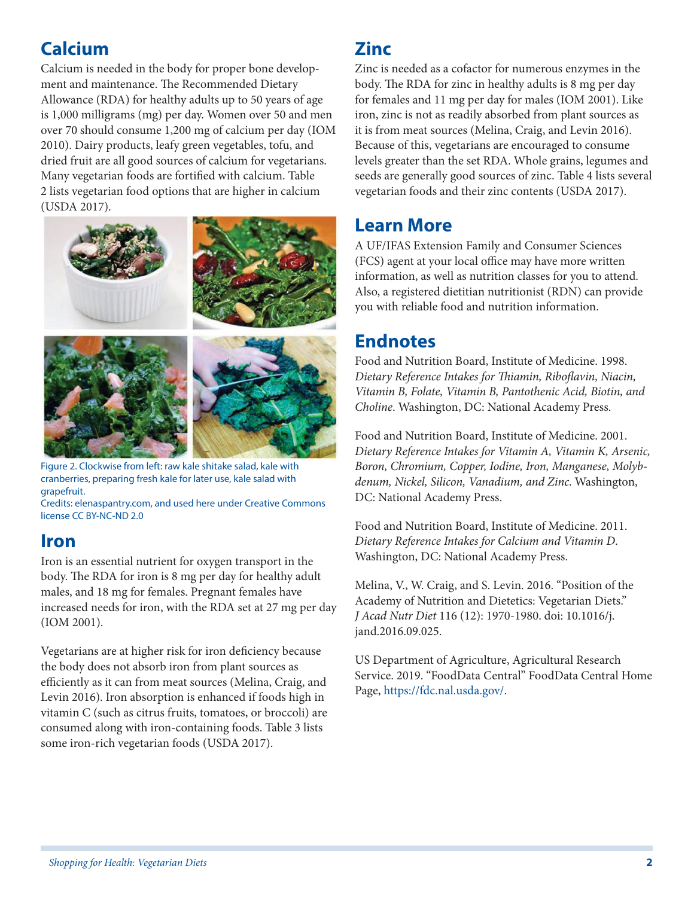## Calcium

Calcium is needed in the body for proper bone development and maintenance. The Recommended Dietary Allowance (RDA) for healthy adults up to 50 years of age is 1,000 milligrams (mg) per day. Women over 50 and men over 70 should consume 1,200 mg of calcium per day (IOM 2010). Dairy products, leafy green vegetables, tofu, and dried fruit are all good sources of calcium for vegetarians. Many vegetarian foods are fortified with calcium. Table 2 lists vegetarian food options that are higher in calcium (USDA 2017).

Figure 2. Clockwise from left: raw kale shitake salad, kale with cranberries, preparing fresh kale for later use, kale salad with grapefruit.
Credits: elenaspantry.com, and used here under Creative Commons license CC BY-NC-ND 2.0

## Iron

Iron is an essential nutrient for oxygen transport in the body. The RDA for iron is 8 mg per day for healthy adult males, and 18 mg for females. Pregnant females have increased needs for iron, with the RDA set at 27 mg per day (IOM 2001).

Vegetarians are at higher risk for iron deficiency because the body does not absorb iron from plant sources as efficiently as it can from meat sources (Melina, Craig, and Levin 2016). Iron absorption is enhanced if foods high in vitamin C (such as citrus fruits, tomatoes, or broccoli) are consumed along with iron-containing foods. Table 3 lists some iron-rich vegetarian foods (USDA 2017).

## Zinc

Zinc is needed as a cofactor for numerous enzymes in the body. The RDA for zinc in healthy adults is 8 mg per day for females and 11 mg per day for males (IOM 2001). Like iron, zinc is not as readily absorbed from plant sources as it is from meat sources (Melina, Craig, and Levin 2016). Because of this, vegetarians are encouraged to consume levels greater than the set RDA. Whole grains, legumes and seeds are generally good sources of zinc. Table 4 lists several vegetarian foods and their zinc contents (USDA 2017).

## Learn More

A UF/IFAS Extension Family and Consumer Sciences (FCS) agent at your local office may have more written information, as well as nutrition classes for you to attend. Also, a registered dietitian nutritionist (RDN) can provide you with reliable food and nutrition information.

## Endnotes

Food and Nutrition Board, Institute of Medicine. 1998. *Dietary Reference Intakes for Thiamin, Riboflavin, Niacin, Vitamin B, Folate, Vitamin B, Pantothenic Acid, Biotin, and Choline*. Washington, DC: National Academy Press.

Food and Nutrition Board, Institute of Medicine. 2001. *Dietary Reference Intakes for Vitamin A, Vitamin K, Arsenic, Boron, Chromium, Copper, Iodine, Iron, Manganese, Molybdenum, Nickel, Silicon, Vanadium, and Zinc*. Washington, DC: National Academy Press.

Food and Nutrition Board, Institute of Medicine. 2011. *Dietary Reference Intakes for Calcium and Vitamin D*. Washington, DC: National Academy Press.

Melina, V., W. Craig, and S. Levin. 2016. "Position of the Academy of Nutrition and Dietetics: Vegetarian Diets." *J Acad Nutr Diet* 116 (12): 1970-1980. doi: 10.1016/j.jand.2016.09.025.

US Department of Agriculture, Agricultural Research Service. 2019. "FoodData Central" FoodData Central Home Page, https://fdc.nal.usda.gov/.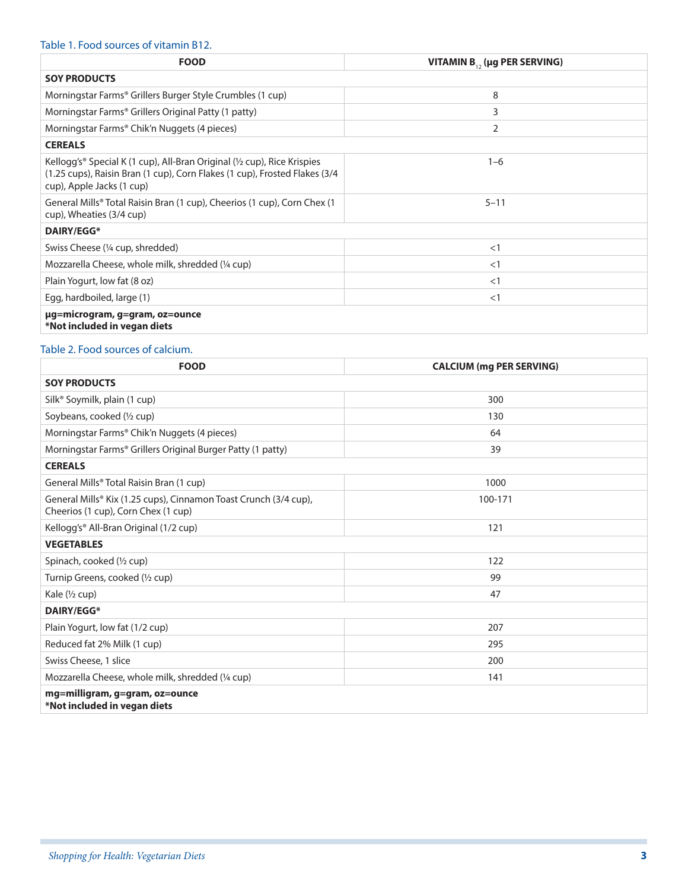Table 1. Food sources of vitamin B12.

| FOOD | VITAMIN $B_{12}$ (µg PER SERVING) |
|---|---|
| **SOY PRODUCTS** | |
| Morningstar Farms® Grillers Burger Style Crumbles (1 cup) | 8 |
| Morningstar Farms® Grillers Original Patty (1 patty) | 3 |
| Morningstar Farms® Chik'n Nuggets (4 pieces) | 2 |
| **CEREALS** | |
| Kellogg's® Special K (1 cup), All-Bran Original (½ cup), Rice Krispies (1.25 cups), Raisin Bran (1 cup), Corn Flakes (1 cup), Frosted Flakes (3/4 cup), Apple Jacks (1 cup) | 1–6 |
| General Mills® Total Raisin Bran (1 cup), Cheerios (1 cup), Corn Chex (1 cup), Wheaties (3/4 cup) | 5–11 |
| **DAIRY/EGG*** | |
| Swiss Cheese (¼ cup, shredded) | <1 |
| Mozzarella Cheese, whole milk, shredded (¼ cup) | <1 |
| Plain Yogurt, low fat (8 oz) | <1 |
| Egg, hardboiled, large (1) | <1 |
| **µg=microgram, g=gram, oz=ounce**<br>***Not included in vegan diets** | |

Table 2. Food sources of calcium.

| FOOD | CALCIUM (mg PER SERVING) |
|---|---|
| **SOY PRODUCTS** | |
| Silk® Soymilk, plain (1 cup) | 300 |
| Soybeans, cooked (½ cup) | 130 |
| Morningstar Farms® Chik'n Nuggets (4 pieces) | 64 |
| Morningstar Farms® Grillers Original Burger Patty (1 patty) | 39 |
| **CEREALS** | |
| General Mills® Total Raisin Bran (1 cup) | 1000 |
| General Mills® Kix (1.25 cups), Cinnamon Toast Crunch (3/4 cup), Cheerios (1 cup), Corn Chex (1 cup) | 100-171 |
| Kellogg's® All-Bran Original (1/2 cup) | 121 |
| **VEGETABLES** | |
| Spinach, cooked (½ cup) | 122 |
| Turnip Greens, cooked (½ cup) | 99 |
| Kale (½ cup) | 47 |
| **DAIRY/EGG*** | |
| Plain Yogurt, low fat (1/2 cup) | 207 |
| Reduced fat 2% Milk (1 cup) | 295 |
| Swiss Cheese, 1 slice | 200 |
| Mozzarella Cheese, whole milk, shredded (¼ cup) | 141 |
| **mg=milligram, g=gram, oz=ounce**<br>***Not included in vegan diets** | |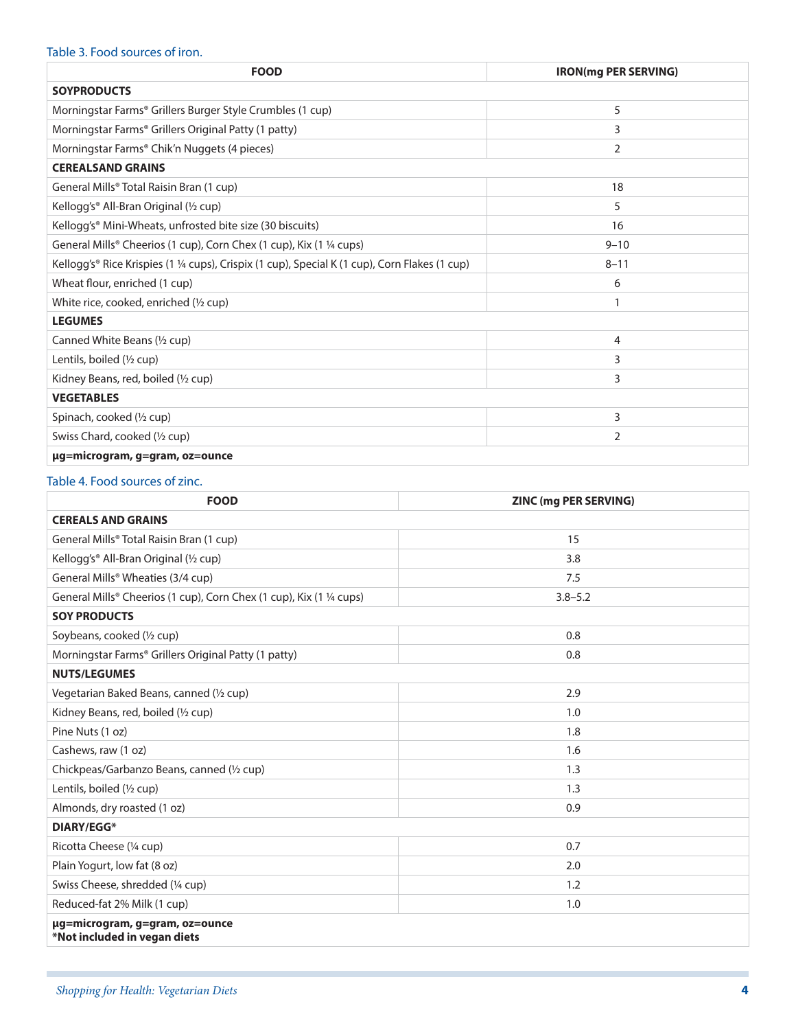Table 3. Food sources of iron.

| FOOD | IRON(mg PER SERVING) |
|---|---|
| **SOYPRODUCTS** | |
| Morningstar Farms® Grillers Burger Style Crumbles (1 cup) | 5 |
| Morningstar Farms® Grillers Original Patty (1 patty) | 3 |
| Morningstar Farms® Chik'n Nuggets (4 pieces) | 2 |
| **CEREALSAND GRAINS** | |
| General Mills® Total Raisin Bran (1 cup) | 18 |
| Kellogg's® All-Bran Original (½ cup) | 5 |
| Kellogg's® Mini-Wheats, unfrosted bite size (30 biscuits) | 16 |
| General Mills® Cheerios (1 cup), Corn Chex (1 cup), Kix (1 ¼ cups) | 9–10 |
| Kellogg's® Rice Krispies (1 ¼ cups), Crispix (1 cup), Special K (1 cup), Corn Flakes (1 cup) | 8–11 |
| Wheat flour, enriched (1 cup) | 6 |
| White rice, cooked, enriched (½ cup) | 1 |
| **LEGUMES** | |
| Canned White Beans (½ cup) | 4 |
| Lentils, boiled (½ cup) | 3 |
| Kidney Beans, red, boiled (½ cup) | 3 |
| **VEGETABLES** | |
| Spinach, cooked (½ cup) | 3 |
| Swiss Chard, cooked (½ cup) | 2 |
| **μg=microgram, g=gram, oz=ounce** | |

Table 4. Food sources of zinc.

| FOOD | ZINC (mg PER SERVING) |
|---|---|
| **CEREALS AND GRAINS** | |
| General Mills® Total Raisin Bran (1 cup) | 15 |
| Kellogg's® All-Bran Original (½ cup) | 3.8 |
| General Mills® Wheaties (3/4 cup) | 7.5 |
| General Mills® Cheerios (1 cup), Corn Chex (1 cup), Kix (1 ¼ cups) | 3.8–5.2 |
| **SOY PRODUCTS** | |
| Soybeans, cooked (½ cup) | 0.8 |
| Morningstar Farms® Grillers Original Patty (1 patty) | 0.8 |
| **NUTS/LEGUMES** | |
| Vegetarian Baked Beans, canned (½ cup) | 2.9 |
| Kidney Beans, red, boiled (½ cup) | 1.0 |
| Pine Nuts (1 oz) | 1.8 |
| Cashews, raw (1 oz) | 1.6 |
| Chickpeas/Garbanzo Beans, canned (½ cup) | 1.3 |
| Lentils, boiled (½ cup) | 1.3 |
| Almonds, dry roasted (1 oz) | 0.9 |
| **DIARY/EGG*** | |
| Ricotta Cheese (¼ cup) | 0.7 |
| Plain Yogurt, low fat (8 oz) | 2.0 |
| Swiss Cheese, shredded (¼ cup) | 1.2 |
| Reduced-fat 2% Milk (1 cup) | 1.0 |
| **μg=microgram, g=gram, oz=ounce**<br>***Not included in vegan diets** | |